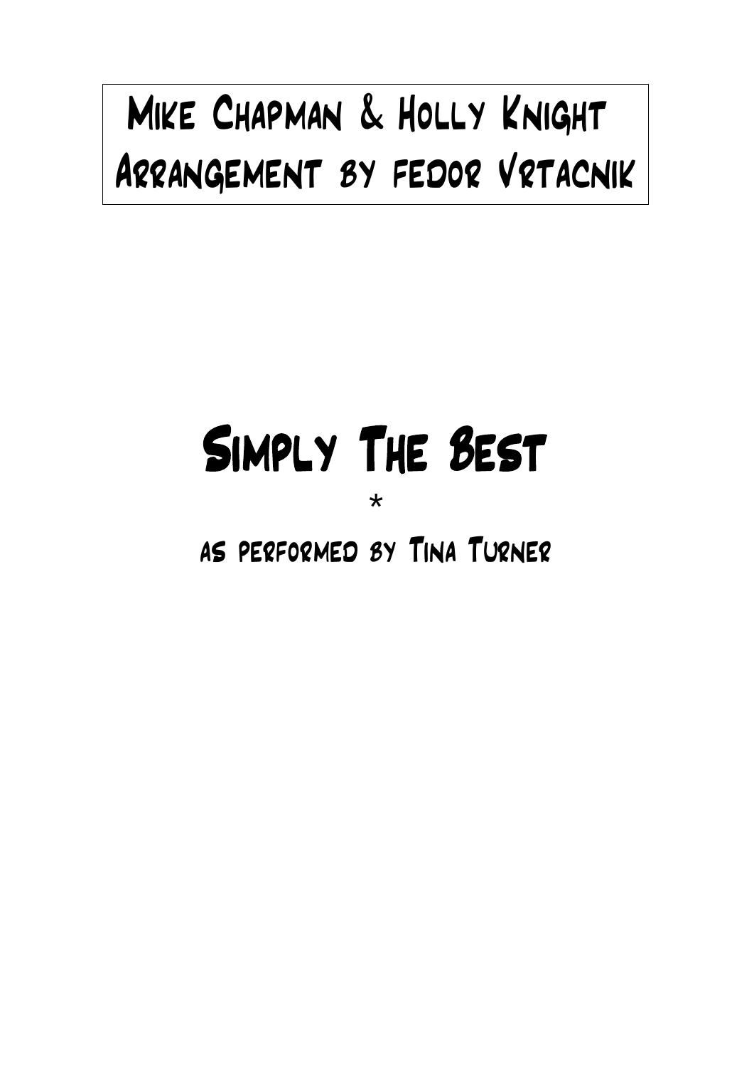Mike Chapman & Holly Knight
Arrangement by fedor Vrtacnik

# Simply The Best

*

as performed by Tina Turner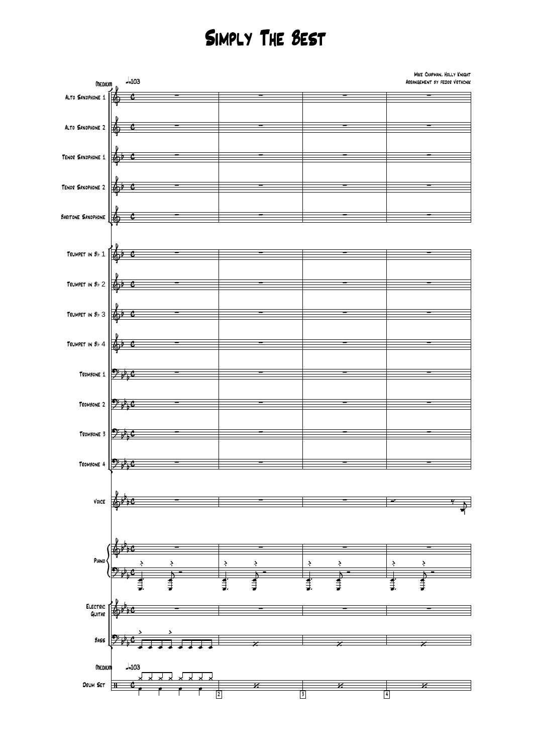# Simply The Best

Mike Chapman, Holly Knight
Arrangement by fedor Vrtacnik

Medium ♩=103

Alto Saxophone 1

Alto Saxophone 2

Tenor Saxophone 1

Tenor Saxophone 2

Baritone Saxophone

Trumpet in B♭ 1

Trumpet in B♭ 2

Trumpet in B♭ 3

Trumpet in B♭ 4

Trombone 1

Trombone 2

Trombone 3

Trombone 4

Voice

Piano

Electric Guitar

Bass

Medium ♩=103

Drum Set

2 3 4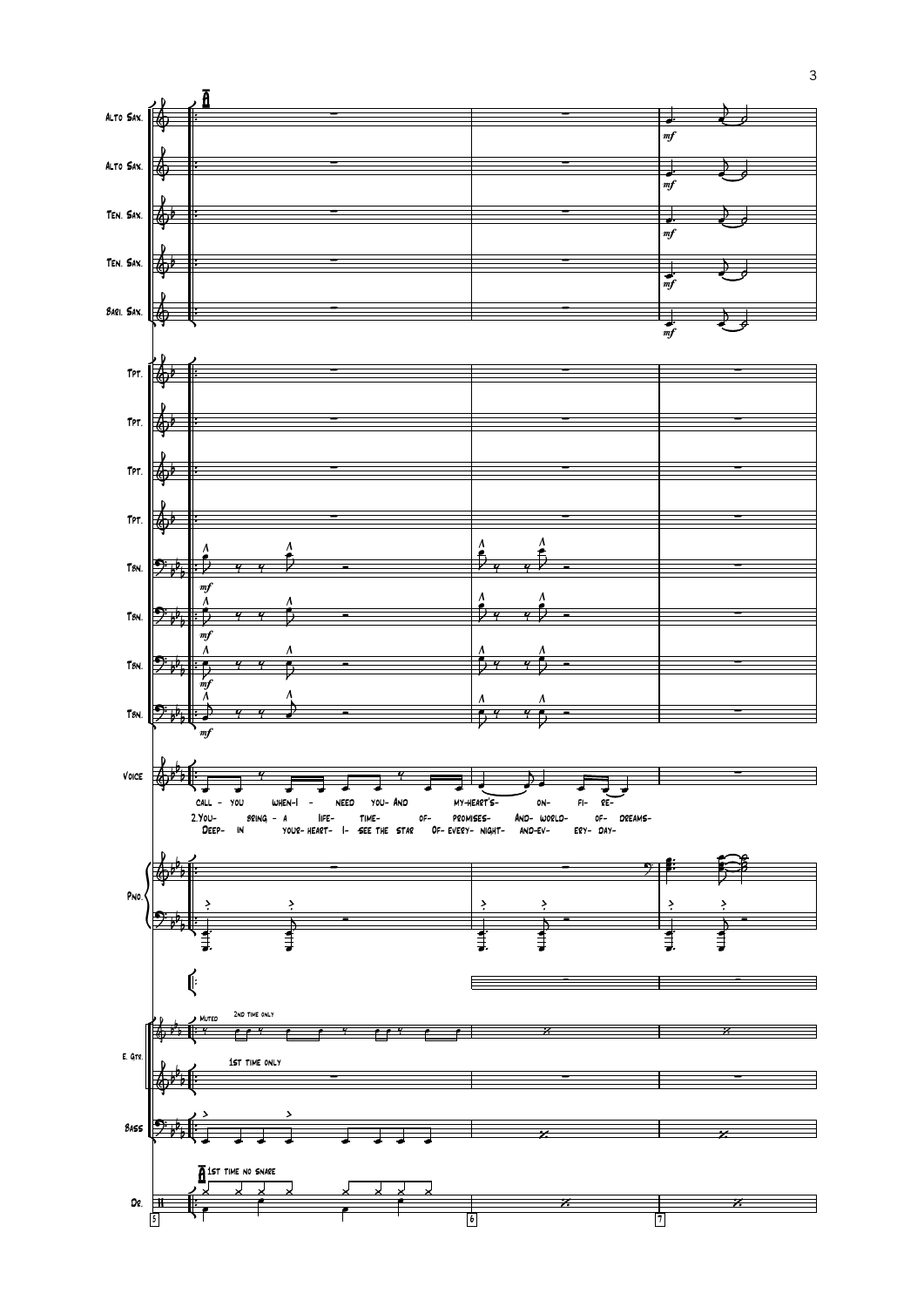A

Alto Sax.
Alto Sax.
Ten. Sax.
Ten. Sax.
Bari. Sax.
Tpt.
Tpt.
Tpt.
Tpt.
Tbn.
Tbn.
Tbn.
Tbn.
Voice
Pno.
E. Gtr.
Bass
Dr.

mf

CALL - YOU WHEN-I - NEED YOU- AND MY-HEART'S- ON- FI- RE-

2.YOU- BRING - A LIFE- TIME- OF- PROMISES- AND- WORLD- OF- DREAMS-

DEEP- IN YOUR- HEART- I- SEE THE STAR OF- EVERY- NIGHT- AND-EV- ERY- DAY-

MUTED 2ND TIME ONLY

1ST TIME ONLY

A 1ST TIME NO SNARE

5

6

7